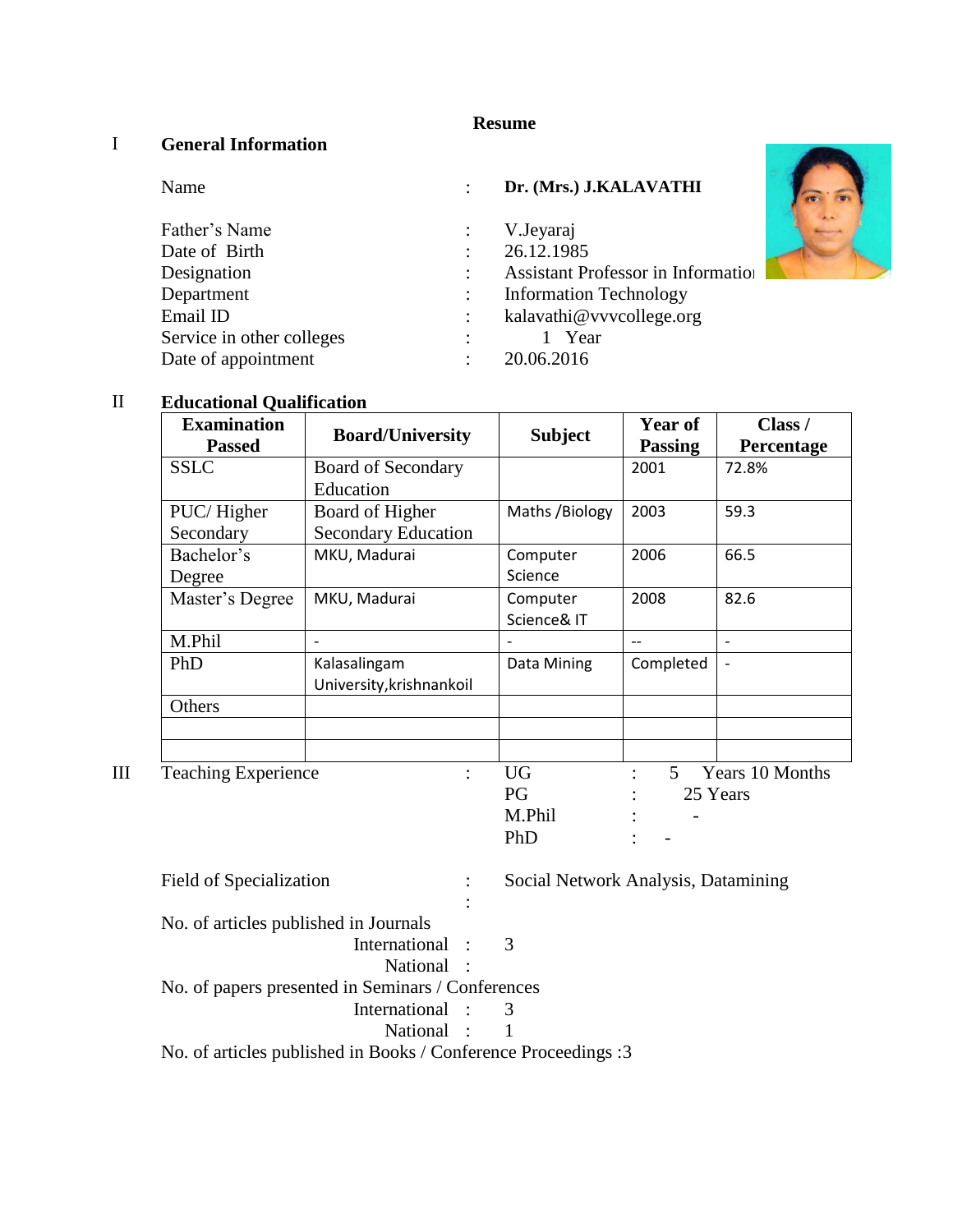**Resume**

## I General Information

| | | |
|---|---|---|
| Name | : | **Dr. (Mrs.) J.KALAVATHI** |
| Father's Name | : | V.Jeyaraj |
| Date of Birth | : | 26.12.1985 |
| Designation | : | Assistant Professor in Informatio |
| Department | : | Information Technology |
| Email ID | : | kalavathi@vvvcollege.org |
| Service in other colleges | : | 1 Year |
| Date of appointment | : | 20.06.2016 |

## II Educational Qualification

| Examination Passed | Board/University | Subject | Year of Passing | Class / Percentage |
|---|---|---|---|---|
| SSLC | Board of Secondary Education | | 2001 | 72.8% |
| PUC/ Higher Secondary | Board of Higher Secondary Education | Maths /Biology | 2003 | 59.3 |
| Bachelor's Degree | MKU, Madurai | Computer Science | 2006 | 66.5 |
| Master's Degree | MKU, Madurai | Computer Science& IT | 2008 | 82.6 |
| M.Phil | - | - | -- | - |
| PhD | Kalasalingam University,krishnankoil | Data Mining | Completed | - |
| Others | | | | |
| | | | | |
| | | | | |

## III Teaching Experience

| | | | | |
|---|---|---|---|---|
| Teaching Experience | : | UG | : | 5 Years 10 Months |
| | | PG | : | 25 Years |
| | | M.Phil | : | - |
| | | PhD | : | - |

Field of Specialization : Social Network Analysis, Datamining

:

No. of articles published in Journals

International : 3

National :

No. of papers presented in Seminars / Conferences

International : 3

National : 1

No. of articles published in Books / Conference Proceedings :3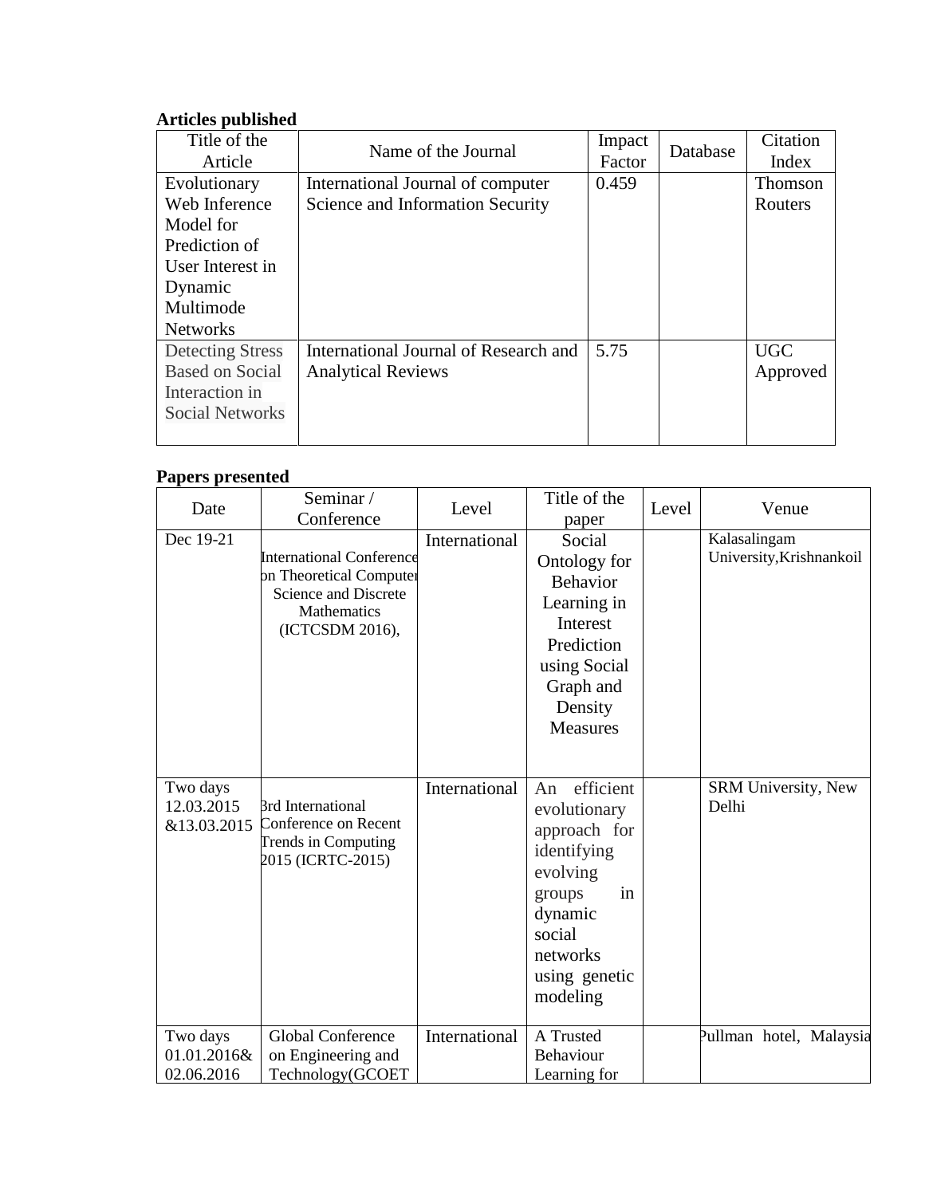**Articles published**

| Title of the Article | Name of the Journal | Impact Factor | Database | Citation Index |
|---|---|---|---|---|
| Evolutionary Web Inference Model for Prediction of User Interest in Dynamic Multimode Networks | International Journal of computer Science and Information Security | 0.459 | | Thomson Routers |
| Detecting Stress Based on Social Interaction in Social Networks | International Journal of Research and Analytical Reviews | 5.75 | | UGC Approved |

**Papers presented**

| Date | Seminar / Conference | Level | Title of the paper | Level | Venue |
|---|---|---|---|---|---|
| Dec 19-21 | International Conference on Theoretical Computer Science and Discrete Mathematics (ICTCSDM 2016), | International | Social Ontology for Behavior Learning in Interest Prediction using Social Graph and Density Measures | | Kalasalingam University,Krishnankoil |
| Two days 12.03.2015 &13.03.2015 | 3rd International Conference on Recent Trends in Computing 2015 (ICRTC-2015) | International | An efficient evolutionary approach for identifying evolving groups in dynamic social networks using genetic modeling | | SRM University, New Delhi |
| Two days 01.01.2016& 02.06.2016 | Global Conference on Engineering and Technology(GCOET | International | A Trusted Behaviour Learning for | | Pullman hotel, Malaysia |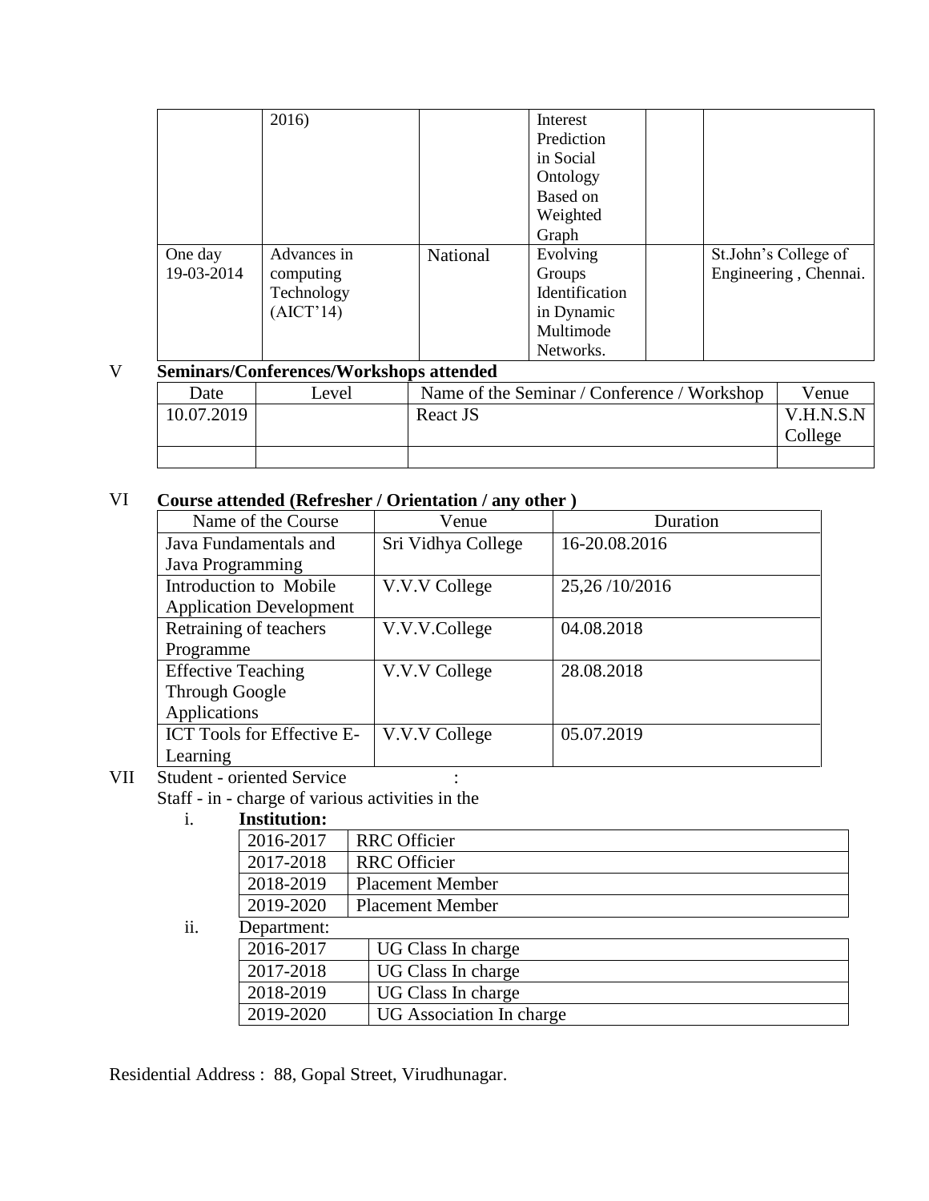| | | | | | |
|---|---|---|---|---|---|
| | 2016) | | Interest Prediction in Social Ontology Based on Weighted Graph | | |
| One day 19-03-2014 | Advances in computing Technology (AICT'14) | National | Evolving Groups Identification in Dynamic Multimode Networks. | | St.John's College of Engineering , Chennai. |

## V Seminars/Conferences/Workshops attended

| Date | Level | Name of the Seminar / Conference / Workshop | Venue |
|---|---|---|---|
| 10.07.2019 | | React JS | V.H.N.S.N College |
| | | | |

## VI Course attended (Refresher / Orientation / any other )

| Name of the Course | Venue | Duration |
|---|---|---|
| Java Fundamentals and Java Programming | Sri Vidhya College | 16-20.08.2016 |
| Introduction to Mobile Application Development | V.V.V College | 25,26 /10/2016 |
| Retraining of teachers Programme | V.V.V.College | 04.08.2018 |
| Effective Teaching Through Google Applications | V.V.V College | 28.08.2018 |
| ICT Tools for Effective E-Learning | V.V.V College | 05.07.2019 |

## VII Student - oriented Service :

Staff - in - charge of various activities in the

i. **Institution:**

| | |
|---|---|
| 2016-2017 | RRC Officier |
| 2017-2018 | RRC Officier |
| 2018-2019 | Placement Member |
| 2019-2020 | Placement Member |

ii. Department:

| | |
|---|---|
| 2016-2017 | UG Class In charge |
| 2017-2018 | UG Class In charge |
| 2018-2019 | UG Class In charge |
| 2019-2020 | UG Association In charge |

Residential Address : 88, Gopal Street, Virudhunagar.